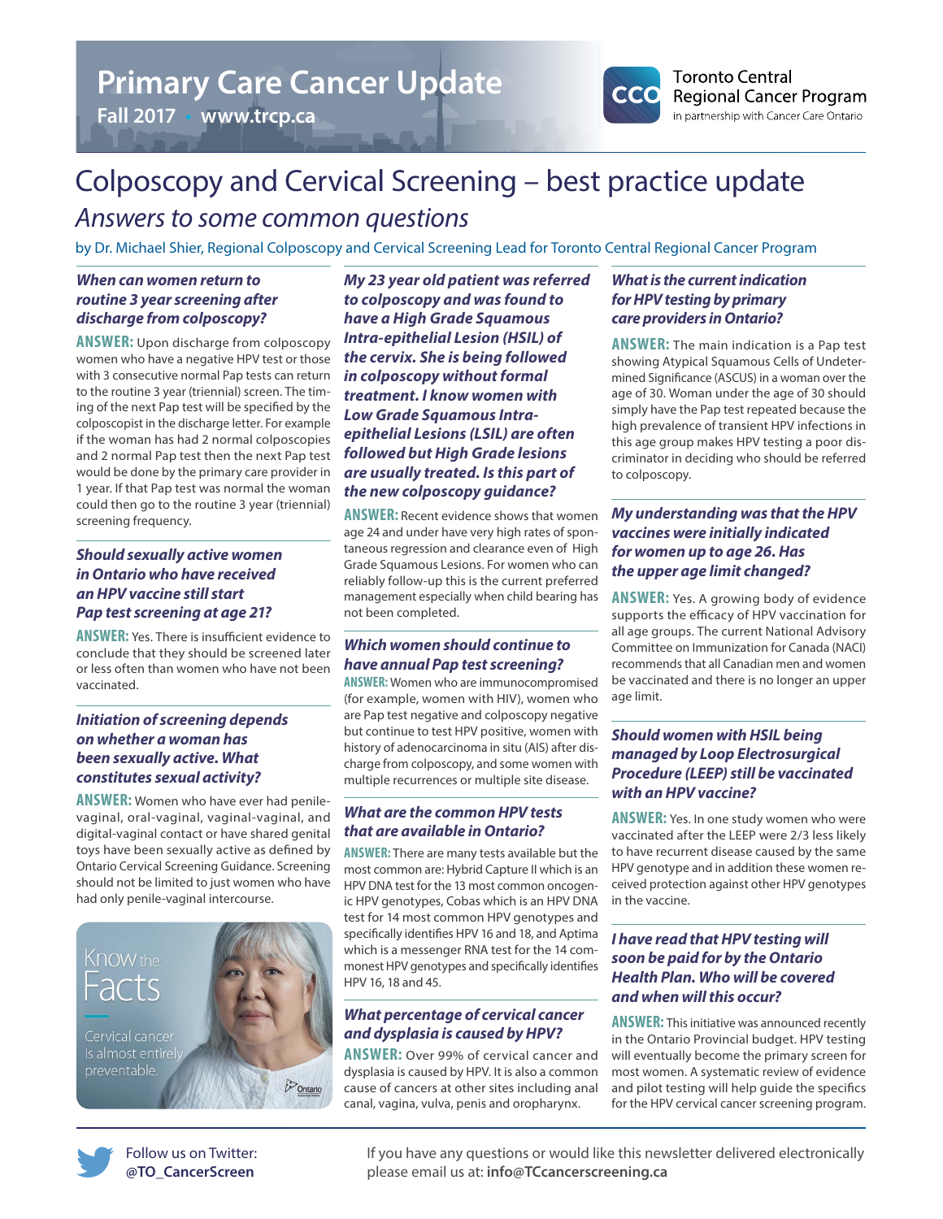# Primary Care Cancer Update

**Fall 2017 • www.trcp.ca**

Toronto Central Regional Cancer Program
in partnership with Cancer Care Ontario

# Colposcopy and Cervical Screening – best practice update

## *Answers to some common questions*

by Dr. Michael Shier, Regional Colposcopy and Cervical Screening Lead for Toronto Central Regional Cancer Program

### *When can women return to routine 3 year screening after discharge from colposcopy?*

**ANSWER:** Upon discharge from colposcopy women who have a negative HPV test or those with 3 consecutive normal Pap tests can return to the routine 3 year (triennial) screen. The timing of the next Pap test will be specified by the colposcopist in the discharge letter. For example if the woman has had 2 normal colposcopies and 2 normal Pap test then the next Pap test would be done by the primary care provider in 1 year. If that Pap test was normal the woman could then go to the routine 3 year (triennial) screening frequency.

### *Should sexually active women in Ontario who have received an HPV vaccine still start Pap test screening at age 21?*

**ANSWER:** Yes. There is insufficient evidence to conclude that they should be screened later or less often than women who have not been vaccinated.

### *Initiation of screening depends on whether a woman has been sexually active. What constitutes sexual activity?*

**ANSWER:** Women who have ever had penile-vaginal, oral-vaginal, vaginal-vaginal, and digital-vaginal contact or have shared genital toys have been sexually active as defined by Ontario Cervical Screening Guidance. Screening should not be limited to just women who have had only penile-vaginal intercourse.

Know the Facts

Cervical cancer is almost entirely preventable.

### *My 23 year old patient was referred to colposcopy and was found to have a High Grade Squamous Intra-epithelial Lesion (HSIL) of the cervix. She is being followed in colposcopy without formal treatment. I know women with Low Grade Squamous Intra-epithelial Lesions (LSIL) are often followed but High Grade lesions are usually treated. Is this part of the new colposcopy guidance?*

**ANSWER:** Recent evidence shows that women age 24 and under have very high rates of spontaneous regression and clearance even of High Grade Squamous Lesions. For women who can reliably follow-up this is the current preferred management especially when child bearing has not been completed.

### *Which women should continue to have annual Pap test screening?*

**ANSWER:** Women who are immunocompromised (for example, women with HIV), women who are Pap test negative and colposcopy negative but continue to test HPV positive, women with history of adenocarcinoma in situ (AIS) after discharge from colposcopy, and some women with multiple recurrences or multiple site disease.

### *What are the common HPV tests that are available in Ontario?*

**ANSWER:** There are many tests available but the most common are: Hybrid Capture II which is an HPV DNA test for the 13 most common oncogenic HPV genotypes, Cobas which is an HPV DNA test for 14 most common HPV genotypes and specifically identifies HPV 16 and 18, and Aptima which is a messenger RNA test for the 14 commonest HPV genotypes and specifically identifies HPV 16, 18 and 45.

### *What percentage of cervical cancer and dysplasia is caused by HPV?*

**ANSWER:** Over 99% of cervical cancer and dysplasia is caused by HPV. It is also a common cause of cancers at other sites including anal canal, vagina, vulva, penis and oropharynx.

### *What is the current indication for HPV testing by primary care providers in Ontario?*

**ANSWER:** The main indication is a Pap test showing Atypical Squamous Cells of Undetermined Significance (ASCUS) in a woman over the age of 30. Woman under the age of 30 should simply have the Pap test repeated because the high prevalence of transient HPV infections in this age group makes HPV testing a poor discriminator in deciding who should be referred to colposcopy.

### *My understanding was that the HPV vaccines were initially indicated for women up to age 26. Has the upper age limit changed?*

**ANSWER:** Yes. A growing body of evidence supports the efficacy of HPV vaccination for all age groups. The current National Advisory Committee on Immunization for Canada (NACI) recommends that all Canadian men and women be vaccinated and there is no longer an upper age limit.

### *Should women with HSIL being managed by Loop Electrosurgical Procedure (LEEP) still be vaccinated with an HPV vaccine?*

**ANSWER:** Yes. In one study women who were vaccinated after the LEEP were 2/3 less likely to have recurrent disease caused by the same HPV genotype and in addition these women received protection against other HPV genotypes in the vaccine.

### *I have read that HPV testing will soon be paid for by the Ontario Health Plan. Who will be covered and when will this occur?*

**ANSWER:** This initiative was announced recently in the Ontario Provincial budget. HPV testing will eventually become the primary screen for most women. A systematic review of evidence and pilot testing will help guide the specifics for the HPV cervical cancer screening program.

Follow us on Twitter: **@TO_CancerScreen**

If you have any questions or would like this newsletter delivered electronically please email us at: **info@TCcancerscreening.ca**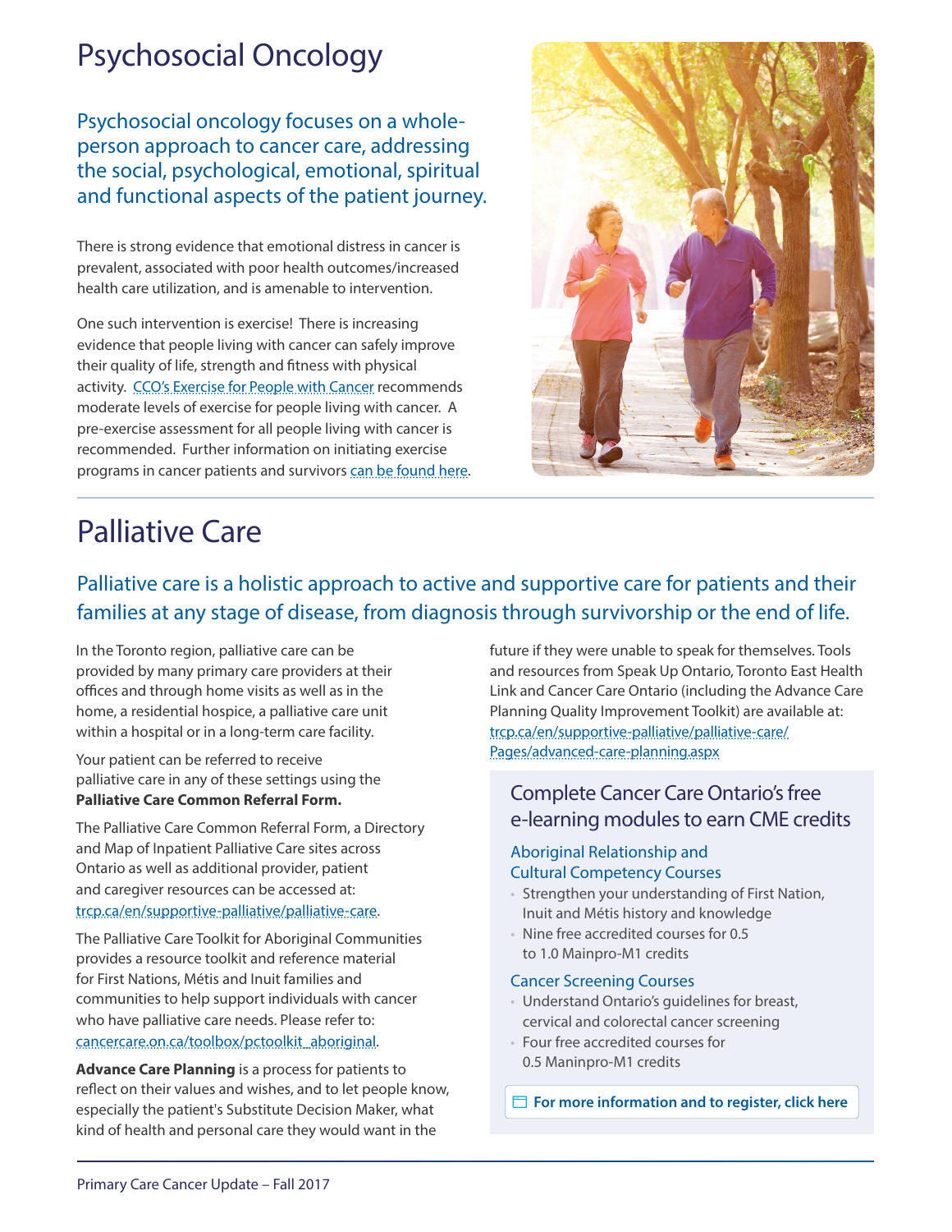# Psychosocial Oncology

## Psychosocial oncology focuses on a whole-person approach to cancer care, addressing the social, psychological, emotional, spiritual and functional aspects of the patient journey.

There is strong evidence that emotional distress in cancer is prevalent, associated with poor health outcomes/increased health care utilization, and is amenable to intervention.

One such intervention is exercise! There is increasing evidence that people living with cancer can safely improve their quality of life, strength and fitness with physical activity. CCO's Exercise for People with Cancer recommends moderate levels of exercise for people living with cancer. A pre-exercise assessment for all people living with cancer is recommended. Further information on initiating exercise programs in cancer patients and survivors can be found here.

# Palliative Care

## Palliative care is a holistic approach to active and supportive care for patients and their families at any stage of disease, from diagnosis through survivorship or the end of life.

In the Toronto region, palliative care can be provided by many primary care providers at their offices and through home visits as well as in the home, a residential hospice, a palliative care unit within a hospital or in a long-term care facility.

Your patient can be referred to receive palliative care in any of these settings using the **Palliative Care Common Referral Form.**

The Palliative Care Common Referral Form, a Directory and Map of Inpatient Palliative Care sites across Ontario as well as additional provider, patient and caregiver resources can be accessed at: trcp.ca/en/supportive-palliative/palliative-care.

The Palliative Care Toolkit for Aboriginal Communities provides a resource toolkit and reference material for First Nations, Métis and Inuit families and communities to help support individuals with cancer who have palliative care needs. Please refer to: cancercare.on.ca/toolbox/pctoolkit_aboriginal.

**Advance Care Planning** is a process for patients to reflect on their values and wishes, and to let people know, especially the patient's Substitute Decision Maker, what kind of health and personal care they would want in the future if they were unable to speak for themselves. Tools and resources from Speak Up Ontario, Toronto East Health Link and Cancer Care Ontario (including the Advance Care Planning Quality Improvement Toolkit) are available at: trcp.ca/en/supportive-palliative/palliative-care/Pages/advanced-care-planning.aspx

### Complete Cancer Care Ontario's free e-learning modules to earn CME credits

#### Aboriginal Relationship and Cultural Competency Courses

- Strengthen your understanding of First Nation, Inuit and Métis history and knowledge
- Nine free accredited courses for 0.5 to 1.0 Mainpro-M1 credits

#### Cancer Screening Courses

- Understand Ontario's guidelines for breast, cervical and colorectal cancer screening
- Four free accredited courses for 0.5 Maninpro-M1 credits

**For more information and to register, click here**